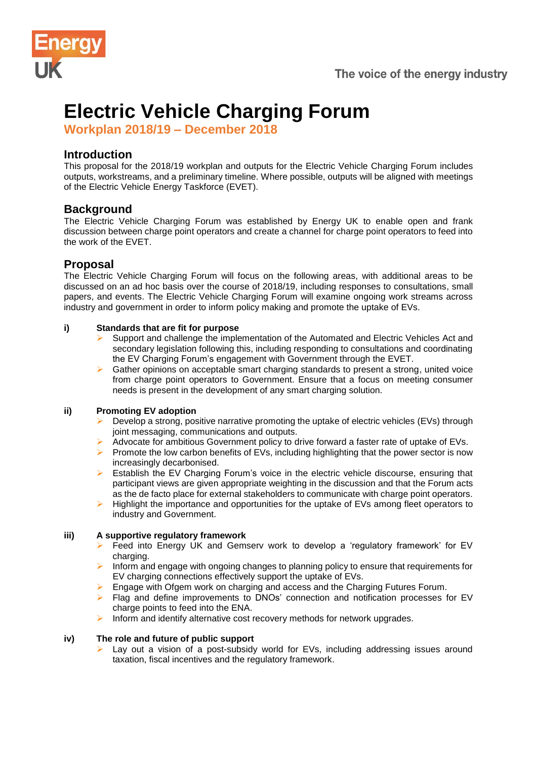# Electric Vehicle Charging Forum

## Workplan 2018/19 – December 2018

## Introduction

This proposal for the 2018/19 workplan and outputs for the Electric Vehicle Charging Forum includes outputs, workstreams, and a preliminary timeline. Where possible, outputs will be aligned with meetings of the Electric Vehicle Energy Taskforce (EVET).

## Background

The Electric Vehicle Charging Forum was established by Energy UK to enable open and frank discussion between charge point operators and create a channel for charge point operators to feed into the work of the EVET.

## Proposal

The Electric Vehicle Charging Forum will focus on the following areas, with additional areas to be discussed on an ad hoc basis over the course of 2018/19, including responses to consultations, small papers, and events. The Electric Vehicle Charging Forum will examine ongoing work streams across industry and government in order to inform policy making and promote the uptake of EVs.

**i) Standards that are fit for purpose**

- Support and challenge the implementation of the Automated and Electric Vehicles Act and secondary legislation following this, including responding to consultations and coordinating the EV Charging Forum's engagement with Government through the EVET.
- Gather opinions on acceptable smart charging standards to present a strong, united voice from charge point operators to Government. Ensure that a focus on meeting consumer needs is present in the development of any smart charging solution.

**ii) Promoting EV adoption**

- Develop a strong, positive narrative promoting the uptake of electric vehicles (EVs) through joint messaging, communications and outputs.
- Advocate for ambitious Government policy to drive forward a faster rate of uptake of EVs.
- Promote the low carbon benefits of EVs, including highlighting that the power sector is now increasingly decarbonised.
- Establish the EV Charging Forum's voice in the electric vehicle discourse, ensuring that participant views are given appropriate weighting in the discussion and that the Forum acts as the de facto place for external stakeholders to communicate with charge point operators.
- Highlight the importance and opportunities for the uptake of EVs among fleet operators to industry and Government.

**iii) A supportive regulatory framework**

- Feed into Energy UK and Gemserv work to develop a 'regulatory framework' for EV charging.
- Inform and engage with ongoing changes to planning policy to ensure that requirements for EV charging connections effectively support the uptake of EVs.
- Engage with Ofgem work on charging and access and the Charging Futures Forum.
- Flag and define improvements to DNOs' connection and notification processes for EV charge points to feed into the ENA.
- Inform and identify alternative cost recovery methods for network upgrades.

**iv) The role and future of public support**

- Lay out a vision of a post-subsidy world for EVs, including addressing issues around taxation, fiscal incentives and the regulatory framework.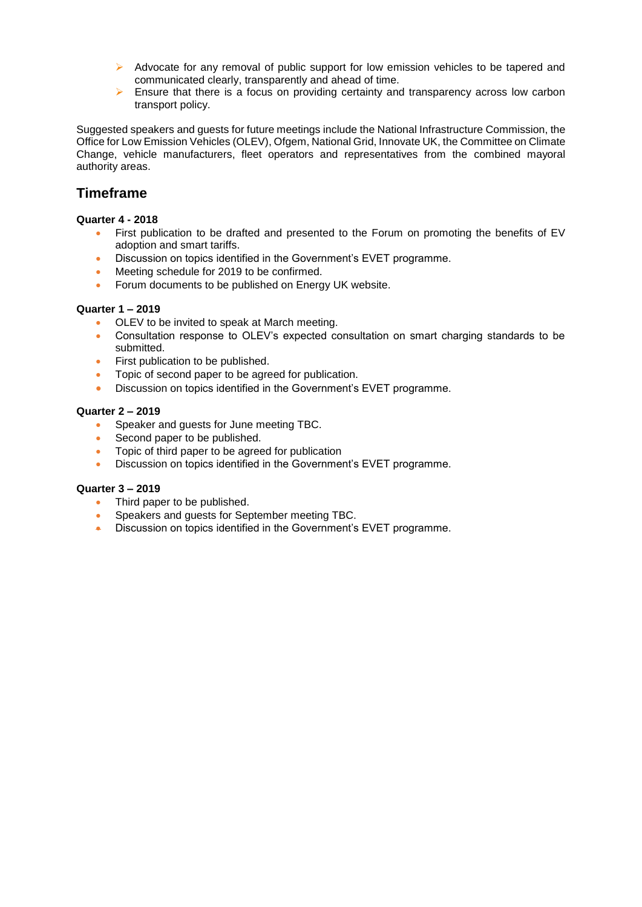- Advocate for any removal of public support for low emission vehicles to be tapered and communicated clearly, transparently and ahead of time.
- Ensure that there is a focus on providing certainty and transparency across low carbon transport policy.

Suggested speakers and guests for future meetings include the National Infrastructure Commission, the Office for Low Emission Vehicles (OLEV), Ofgem, National Grid, Innovate UK, the Committee on Climate Change, vehicle manufacturers, fleet operators and representatives from the combined mayoral authority areas.

## Timeframe

**Quarter 4 - 2018**

- First publication to be drafted and presented to the Forum on promoting the benefits of EV adoption and smart tariffs.
- Discussion on topics identified in the Government's EVET programme.
- Meeting schedule for 2019 to be confirmed.
- Forum documents to be published on Energy UK website.

**Quarter 1 – 2019**

- OLEV to be invited to speak at March meeting.
- Consultation response to OLEV's expected consultation on smart charging standards to be submitted.
- First publication to be published.
- Topic of second paper to be agreed for publication.
- Discussion on topics identified in the Government's EVET programme.

**Quarter 2 – 2019**

- Speaker and guests for June meeting TBC.
- Second paper to be published.
- Topic of third paper to be agreed for publication
- Discussion on topics identified in the Government's EVET programme.

**Quarter 3 – 2019**

- Third paper to be published.
- Speakers and guests for September meeting TBC.
- Discussion on topics identified in the Government's EVET programme.